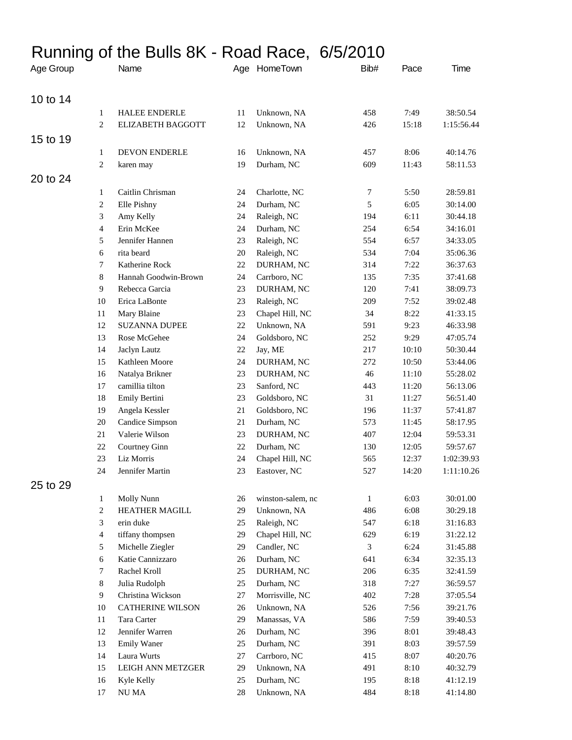# Running of the Bulls 8K - Road Race, 6/5/2010

| Age Group | | Name | Age | HomeTown | Bib# | Pace | Time |
|---|---|---|---|---|---|---|---|
| 10 to 14 | | | | | | | |
| | 1 | HALEE ENDERLE | 11 | Unknown, NA | 458 | 7:49 | 38:50.54 |
| | 2 | ELIZABETH BAGGOTT | 12 | Unknown, NA | 426 | 15:18 | 1:15:56.44 |
| 15 to 19 | | | | | | | |
| | 1 | DEVON ENDERLE | 16 | Unknown, NA | 457 | 8:06 | 40:14.76 |
| | 2 | karen may | 19 | Durham, NC | 609 | 11:43 | 58:11.53 |
| 20 to 24 | | | | | | | |
| | 1 | Caitlin Chrisman | 24 | Charlotte, NC | 7 | 5:50 | 28:59.81 |
| | 2 | Elle Pishny | 24 | Durham, NC | 5 | 6:05 | 30:14.00 |
| | 3 | Amy Kelly | 24 | Raleigh, NC | 194 | 6:11 | 30:44.18 |
| | 4 | Erin McKee | 24 | Durham, NC | 254 | 6:54 | 34:16.01 |
| | 5 | Jennifer Hannen | 23 | Raleigh, NC | 554 | 6:57 | 34:33.05 |
| | 6 | rita beard | 20 | Raleigh, NC | 534 | 7:04 | 35:06.36 |
| | 7 | Katherine Rock | 22 | DURHAM, NC | 314 | 7:22 | 36:37.63 |
| | 8 | Hannah Goodwin-Brown | 24 | Carrboro, NC | 135 | 7:35 | 37:41.68 |
| | 9 | Rebecca Garcia | 23 | DURHAM, NC | 120 | 7:41 | 38:09.73 |
| | 10 | Erica LaBonte | 23 | Raleigh, NC | 209 | 7:52 | 39:02.48 |
| | 11 | Mary Blaine | 23 | Chapel Hill, NC | 34 | 8:22 | 41:33.15 |
| | 12 | SUZANNA DUPEE | 22 | Unknown, NA | 591 | 9:23 | 46:33.98 |
| | 13 | Rose McGehee | 24 | Goldsboro, NC | 252 | 9:29 | 47:05.74 |
| | 14 | Jaclyn Lautz | 22 | Jay, ME | 217 | 10:10 | 50:30.44 |
| | 15 | Kathleen Moore | 24 | DURHAM, NC | 272 | 10:50 | 53:44.06 |
| | 16 | Natalya Brikner | 23 | DURHAM, NC | 46 | 11:10 | 55:28.02 |
| | 17 | camillia tilton | 23 | Sanford, NC | 443 | 11:20 | 56:13.06 |
| | 18 | Emily Bertini | 23 | Goldsboro, NC | 31 | 11:27 | 56:51.40 |
| | 19 | Angela Kessler | 21 | Goldsboro, NC | 196 | 11:37 | 57:41.87 |
| | 20 | Candice Simpson | 21 | Durham, NC | 573 | 11:45 | 58:17.95 |
| | 21 | Valerie Wilson | 23 | DURHAM, NC | 407 | 12:04 | 59:53.31 |
| | 22 | Courtney Ginn | 22 | Durham, NC | 130 | 12:05 | 59:57.67 |
| | 23 | Liz Morris | 24 | Chapel Hill, NC | 565 | 12:37 | 1:02:39.93 |
| | 24 | Jennifer Martin | 23 | Eastover, NC | 527 | 14:20 | 1:11:10.26 |
| 25 to 29 | | | | | | | |
| | 1 | Molly Nunn | 26 | winston-salem, nc | 1 | 6:03 | 30:01.00 |
| | 2 | HEATHER MAGILL | 29 | Unknown, NA | 486 | 6:08 | 30:29.18 |
| | 3 | erin duke | 25 | Raleigh, NC | 547 | 6:18 | 31:16.83 |
| | 4 | tiffany thompsen | 29 | Chapel Hill, NC | 629 | 6:19 | 31:22.12 |
| | 5 | Michelle Ziegler | 29 | Candler, NC | 3 | 6:24 | 31:45.88 |
| | 6 | Katie Cannizzaro | 26 | Durham, NC | 641 | 6:34 | 32:35.13 |
| | 7 | Rachel Kroll | 25 | DURHAM, NC | 206 | 6:35 | 32:41.59 |
| | 8 | Julia Rudolph | 25 | Durham, NC | 318 | 7:27 | 36:59.57 |
| | 9 | Christina Wickson | 27 | Morrisville, NC | 402 | 7:28 | 37:05.54 |
| | 10 | CATHERINE WILSON | 26 | Unknown, NA | 526 | 7:56 | 39:21.76 |
| | 11 | Tara Carter | 29 | Manassas, VA | 586 | 7:59 | 39:40.53 |
| | 12 | Jennifer Warren | 26 | Durham, NC | 396 | 8:01 | 39:48.43 |
| | 13 | Emily Waner | 25 | Durham, NC | 391 | 8:03 | 39:57.59 |
| | 14 | Laura Wurts | 27 | Carrboro, NC | 415 | 8:07 | 40:20.76 |
| | 15 | LEIGH ANN METZGER | 29 | Unknown, NA | 491 | 8:10 | 40:32.79 |
| | 16 | Kyle Kelly | 25 | Durham, NC | 195 | 8:18 | 41:12.19 |
| | 17 | NU MA | 28 | Unknown, NA | 484 | 8:18 | 41:14.80 |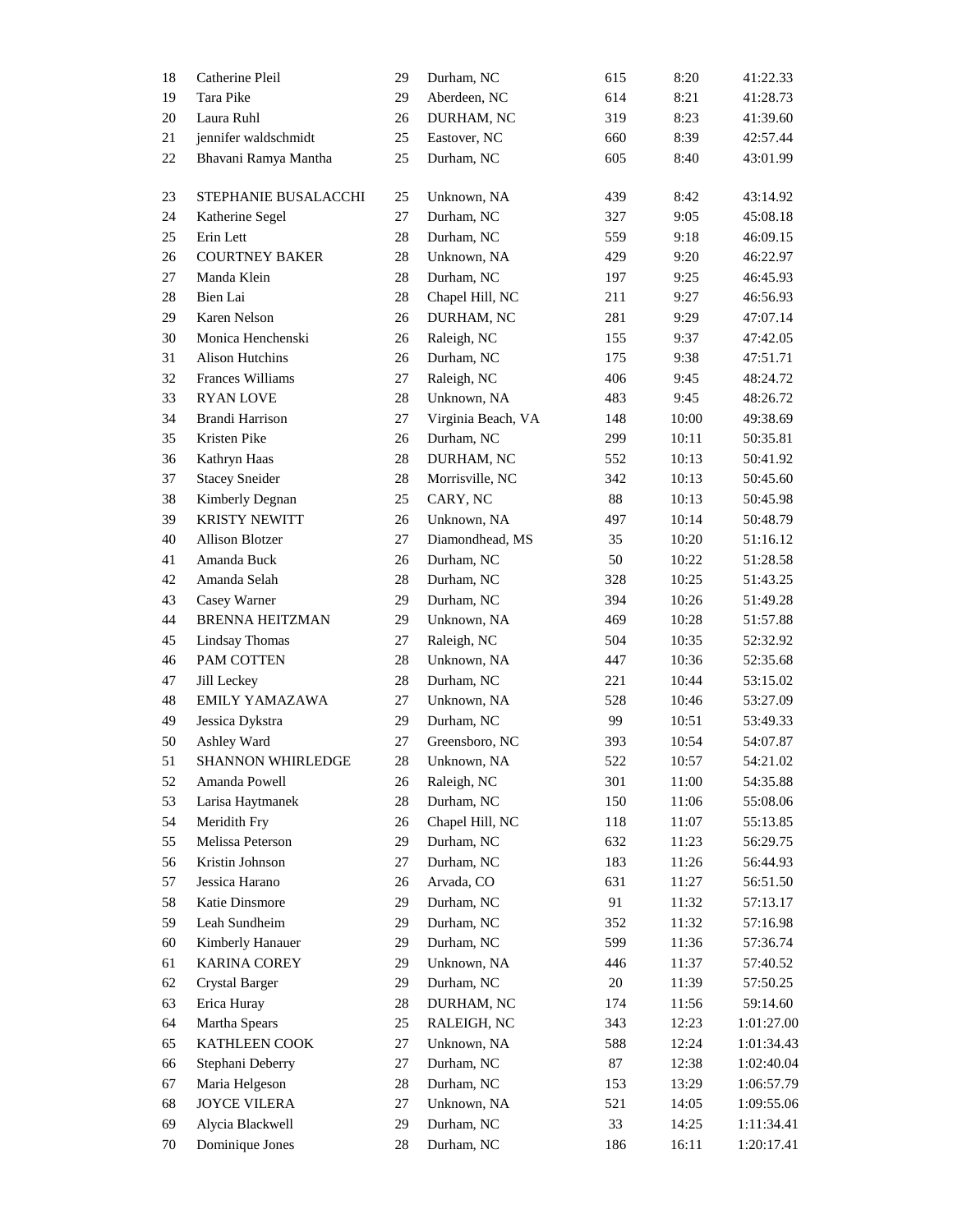| | | | | | | |
|---|---|---|---|---|---|---|
| 18 | Catherine Pleil | 29 | Durham, NC | 615 | 8:20 | 41:22.33 |
| 19 | Tara Pike | 29 | Aberdeen, NC | 614 | 8:21 | 41:28.73 |
| 20 | Laura Ruhl | 26 | DURHAM, NC | 319 | 8:23 | 41:39.60 |
| 21 | jennifer waldschmidt | 25 | Eastover, NC | 660 | 8:39 | 42:57.44 |
| 22 | Bhavani Ramya Mantha | 25 | Durham, NC | 605 | 8:40 | 43:01.99 |
| 23 | STEPHANIE BUSALACCHI | 25 | Unknown, NA | 439 | 8:42 | 43:14.92 |
| 24 | Katherine Segel | 27 | Durham, NC | 327 | 9:05 | 45:08.18 |
| 25 | Erin Lett | 28 | Durham, NC | 559 | 9:18 | 46:09.15 |
| 26 | COURTNEY BAKER | 28 | Unknown, NA | 429 | 9:20 | 46:22.97 |
| 27 | Manda Klein | 28 | Durham, NC | 197 | 9:25 | 46:45.93 |
| 28 | Bien Lai | 28 | Chapel Hill, NC | 211 | 9:27 | 46:56.93 |
| 29 | Karen Nelson | 26 | DURHAM, NC | 281 | 9:29 | 47:07.14 |
| 30 | Monica Henchenski | 26 | Raleigh, NC | 155 | 9:37 | 47:42.05 |
| 31 | Alison Hutchins | 26 | Durham, NC | 175 | 9:38 | 47:51.71 |
| 32 | Frances Williams | 27 | Raleigh, NC | 406 | 9:45 | 48:24.72 |
| 33 | RYAN LOVE | 28 | Unknown, NA | 483 | 9:45 | 48:26.72 |
| 34 | Brandi Harrison | 27 | Virginia Beach, VA | 148 | 10:00 | 49:38.69 |
| 35 | Kristen Pike | 26 | Durham, NC | 299 | 10:11 | 50:35.81 |
| 36 | Kathryn Haas | 28 | DURHAM, NC | 552 | 10:13 | 50:41.92 |
| 37 | Stacey Sneider | 28 | Morrisville, NC | 342 | 10:13 | 50:45.60 |
| 38 | Kimberly Degnan | 25 | CARY, NC | 88 | 10:13 | 50:45.98 |
| 39 | KRISTY NEWITT | 26 | Unknown, NA | 497 | 10:14 | 50:48.79 |
| 40 | Allison Blotzer | 27 | Diamondhead, MS | 35 | 10:20 | 51:16.12 |
| 41 | Amanda Buck | 26 | Durham, NC | 50 | 10:22 | 51:28.58 |
| 42 | Amanda Selah | 28 | Durham, NC | 328 | 10:25 | 51:43.25 |
| 43 | Casey Warner | 29 | Durham, NC | 394 | 10:26 | 51:49.28 |
| 44 | BRENNA HEITZMAN | 29 | Unknown, NA | 469 | 10:28 | 51:57.88 |
| 45 | Lindsay Thomas | 27 | Raleigh, NC | 504 | 10:35 | 52:32.92 |
| 46 | PAM COTTEN | 28 | Unknown, NA | 447 | 10:36 | 52:35.68 |
| 47 | Jill Leckey | 28 | Durham, NC | 221 | 10:44 | 53:15.02 |
| 48 | EMILY YAMAZAWA | 27 | Unknown, NA | 528 | 10:46 | 53:27.09 |
| 49 | Jessica Dykstra | 29 | Durham, NC | 99 | 10:51 | 53:49.33 |
| 50 | Ashley Ward | 27 | Greensboro, NC | 393 | 10:54 | 54:07.87 |
| 51 | SHANNON WHIRLEDGE | 28 | Unknown, NA | 522 | 10:57 | 54:21.02 |
| 52 | Amanda Powell | 26 | Raleigh, NC | 301 | 11:00 | 54:35.88 |
| 53 | Larisa Haytmanek | 28 | Durham, NC | 150 | 11:06 | 55:08.06 |
| 54 | Meridith Fry | 26 | Chapel Hill, NC | 118 | 11:07 | 55:13.85 |
| 55 | Melissa Peterson | 29 | Durham, NC | 632 | 11:23 | 56:29.75 |
| 56 | Kristin Johnson | 27 | Durham, NC | 183 | 11:26 | 56:44.93 |
| 57 | Jessica Harano | 26 | Arvada, CO | 631 | 11:27 | 56:51.50 |
| 58 | Katie Dinsmore | 29 | Durham, NC | 91 | 11:32 | 57:13.17 |
| 59 | Leah Sundheim | 29 | Durham, NC | 352 | 11:32 | 57:16.98 |
| 60 | Kimberly Hanauer | 29 | Durham, NC | 599 | 11:36 | 57:36.74 |
| 61 | KARINA COREY | 29 | Unknown, NA | 446 | 11:37 | 57:40.52 |
| 62 | Crystal Barger | 29 | Durham, NC | 20 | 11:39 | 57:50.25 |
| 63 | Erica Huray | 28 | DURHAM, NC | 174 | 11:56 | 59:14.60 |
| 64 | Martha Spears | 25 | RALEIGH, NC | 343 | 12:23 | 1:01:27.00 |
| 65 | KATHLEEN COOK | 27 | Unknown, NA | 588 | 12:24 | 1:01:34.43 |
| 66 | Stephani Deberry | 27 | Durham, NC | 87 | 12:38 | 1:02:40.04 |
| 67 | Maria Helgeson | 28 | Durham, NC | 153 | 13:29 | 1:06:57.79 |
| 68 | JOYCE VILERA | 27 | Unknown, NA | 521 | 14:05 | 1:09:55.06 |
| 69 | Alycia Blackwell | 29 | Durham, NC | 33 | 14:25 | 1:11:34.41 |
| 70 | Dominique Jones | 28 | Durham, NC | 186 | 16:11 | 1:20:17.41 |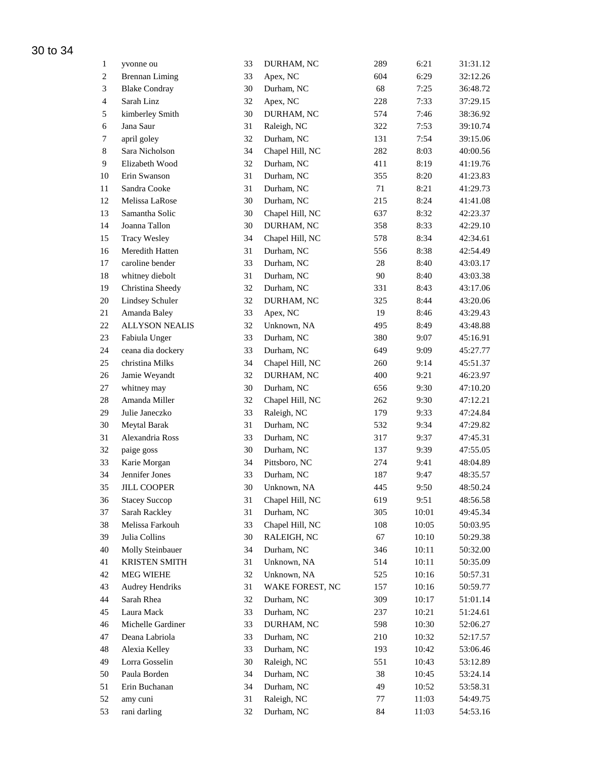## 30 to 34

| | | | | | | |
|---|---|---|---|---|---|---|
| 1 | yvonne ou | 33 | DURHAM, NC | 289 | 6:21 | 31:31.12 |
| 2 | Brennan Liming | 33 | Apex, NC | 604 | 6:29 | 32:12.26 |
| 3 | Blake Condray | 30 | Durham, NC | 68 | 7:25 | 36:48.72 |
| 4 | Sarah Linz | 32 | Apex, NC | 228 | 7:33 | 37:29.15 |
| 5 | kimberley Smith | 30 | DURHAM, NC | 574 | 7:46 | 38:36.92 |
| 6 | Jana Saur | 31 | Raleigh, NC | 322 | 7:53 | 39:10.74 |
| 7 | april goley | 32 | Durham, NC | 131 | 7:54 | 39:15.06 |
| 8 | Sara Nicholson | 34 | Chapel Hill, NC | 282 | 8:03 | 40:00.56 |
| 9 | Elizabeth Wood | 32 | Durham, NC | 411 | 8:19 | 41:19.76 |
| 10 | Erin Swanson | 31 | Durham, NC | 355 | 8:20 | 41:23.83 |
| 11 | Sandra Cooke | 31 | Durham, NC | 71 | 8:21 | 41:29.73 |
| 12 | Melissa LaRose | 30 | Durham, NC | 215 | 8:24 | 41:41.08 |
| 13 | Samantha Solic | 30 | Chapel Hill, NC | 637 | 8:32 | 42:23.37 |
| 14 | Joanna Tallon | 30 | DURHAM, NC | 358 | 8:33 | 42:29.10 |
| 15 | Tracy Wesley | 34 | Chapel Hill, NC | 578 | 8:34 | 42:34.61 |
| 16 | Meredith Hatten | 31 | Durham, NC | 556 | 8:38 | 42:54.49 |
| 17 | caroline bender | 33 | Durham, NC | 28 | 8:40 | 43:03.17 |
| 18 | whitney diebolt | 31 | Durham, NC | 90 | 8:40 | 43:03.38 |
| 19 | Christina Sheedy | 32 | Durham, NC | 331 | 8:43 | 43:17.06 |
| 20 | Lindsey Schuler | 32 | DURHAM, NC | 325 | 8:44 | 43:20.06 |
| 21 | Amanda Baley | 33 | Apex, NC | 19 | 8:46 | 43:29.43 |
| 22 | ALLYSON NEALIS | 32 | Unknown, NA | 495 | 8:49 | 43:48.88 |
| 23 | Fabiula Unger | 33 | Durham, NC | 380 | 9:07 | 45:16.91 |
| 24 | ceana dia dockery | 33 | Durham, NC | 649 | 9:09 | 45:27.77 |
| 25 | christina Milks | 34 | Chapel Hill, NC | 260 | 9:14 | 45:51.37 |
| 26 | Jamie Weyandt | 32 | DURHAM, NC | 400 | 9:21 | 46:23.97 |
| 27 | whitney may | 30 | Durham, NC | 656 | 9:30 | 47:10.20 |
| 28 | Amanda Miller | 32 | Chapel Hill, NC | 262 | 9:30 | 47:12.21 |
| 29 | Julie Janeczko | 33 | Raleigh, NC | 179 | 9:33 | 47:24.84 |
| 30 | Meytal Barak | 31 | Durham, NC | 532 | 9:34 | 47:29.82 |
| 31 | Alexandria Ross | 33 | Durham, NC | 317 | 9:37 | 47:45.31 |
| 32 | paige goss | 30 | Durham, NC | 137 | 9:39 | 47:55.05 |
| 33 | Karie Morgan | 34 | Pittsboro, NC | 274 | 9:41 | 48:04.89 |
| 34 | Jennifer Jones | 33 | Durham, NC | 187 | 9:47 | 48:35.57 |
| 35 | JILL COOPER | 30 | Unknown, NA | 445 | 9:50 | 48:50.24 |
| 36 | Stacey Succop | 31 | Chapel Hill, NC | 619 | 9:51 | 48:56.58 |
| 37 | Sarah Rackley | 31 | Durham, NC | 305 | 10:01 | 49:45.34 |
| 38 | Melissa Farkouh | 33 | Chapel Hill, NC | 108 | 10:05 | 50:03.95 |
| 39 | Julia Collins | 30 | RALEIGH, NC | 67 | 10:10 | 50:29.38 |
| 40 | Molly Steinbauer | 34 | Durham, NC | 346 | 10:11 | 50:32.00 |
| 41 | KRISTEN SMITH | 31 | Unknown, NA | 514 | 10:11 | 50:35.09 |
| 42 | MEG WIEHE | 32 | Unknown, NA | 525 | 10:16 | 50:57.31 |
| 43 | Audrey Hendriks | 31 | WAKE FOREST, NC | 157 | 10:16 | 50:59.77 |
| 44 | Sarah Rhea | 32 | Durham, NC | 309 | 10:17 | 51:01.14 |
| 45 | Laura Mack | 33 | Durham, NC | 237 | 10:21 | 51:24.61 |
| 46 | Michelle Gardiner | 33 | DURHAM, NC | 598 | 10:30 | 52:06.27 |
| 47 | Deana Labriola | 33 | Durham, NC | 210 | 10:32 | 52:17.57 |
| 48 | Alexia Kelley | 33 | Durham, NC | 193 | 10:42 | 53:06.46 |
| 49 | Lorra Gosselin | 30 | Raleigh, NC | 551 | 10:43 | 53:12.89 |
| 50 | Paula Borden | 34 | Durham, NC | 38 | 10:45 | 53:24.14 |
| 51 | Erin Buchanan | 34 | Durham, NC | 49 | 10:52 | 53:58.31 |
| 52 | amy cuni | 31 | Raleigh, NC | 77 | 11:03 | 54:49.75 |
| 53 | rani darling | 32 | Durham, NC | 84 | 11:03 | 54:53.16 |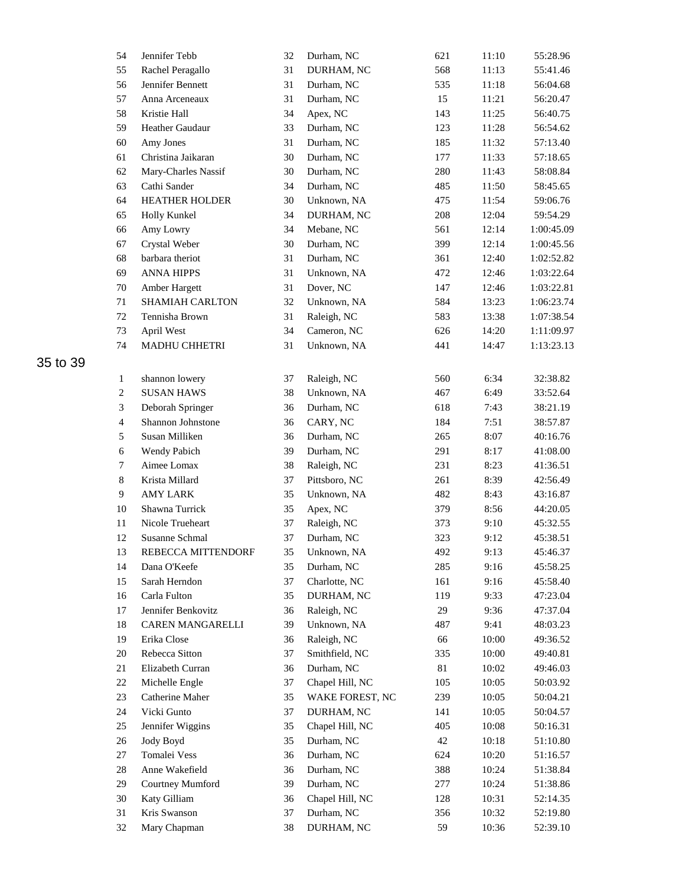| | | | | | | |
|---|---|---|---|---|---|---|
| 54 | Jennifer Tebb | 32 | Durham, NC | 621 | 11:10 | 55:28.96 |
| 55 | Rachel Peragallo | 31 | DURHAM, NC | 568 | 11:13 | 55:41.46 |
| 56 | Jennifer Bennett | 31 | Durham, NC | 535 | 11:18 | 56:04.68 |
| 57 | Anna Arceneaux | 31 | Durham, NC | 15 | 11:21 | 56:20.47 |
| 58 | Kristie Hall | 34 | Apex, NC | 143 | 11:25 | 56:40.75 |
| 59 | Heather Gaudaur | 33 | Durham, NC | 123 | 11:28 | 56:54.62 |
| 60 | Amy Jones | 31 | Durham, NC | 185 | 11:32 | 57:13.40 |
| 61 | Christina Jaikaran | 30 | Durham, NC | 177 | 11:33 | 57:18.65 |
| 62 | Mary-Charles Nassif | 30 | Durham, NC | 280 | 11:43 | 58:08.84 |
| 63 | Cathi Sander | 34 | Durham, NC | 485 | 11:50 | 58:45.65 |
| 64 | HEATHER HOLDER | 30 | Unknown, NA | 475 | 11:54 | 59:06.76 |
| 65 | Holly Kunkel | 34 | DURHAM, NC | 208 | 12:04 | 59:54.29 |
| 66 | Amy Lowry | 34 | Mebane, NC | 561 | 12:14 | 1:00:45.09 |
| 67 | Crystal Weber | 30 | Durham, NC | 399 | 12:14 | 1:00:45.56 |
| 68 | barbara theriot | 31 | Durham, NC | 361 | 12:40 | 1:02:52.82 |
| 69 | ANNA HIPPS | 31 | Unknown, NA | 472 | 12:46 | 1:03:22.64 |
| 70 | Amber Hargett | 31 | Dover, NC | 147 | 12:46 | 1:03:22.81 |
| 71 | SHAMIAH CARLTON | 32 | Unknown, NA | 584 | 13:23 | 1:06:23.74 |
| 72 | Tennisha Brown | 31 | Raleigh, NC | 583 | 13:38 | 1:07:38.54 |
| 73 | April West | 34 | Cameron, NC | 626 | 14:20 | 1:11:09.97 |
| 74 | MADHU CHHETRI | 31 | Unknown, NA | 441 | 14:47 | 1:13:23.13 |

35 to 39

| | | | | | | |
|---|---|---|---|---|---|---|
| 1 | shannon lowery | 37 | Raleigh, NC | 560 | 6:34 | 32:38.82 |
| 2 | SUSAN HAWS | 38 | Unknown, NA | 467 | 6:49 | 33:52.64 |
| 3 | Deborah Springer | 36 | Durham, NC | 618 | 7:43 | 38:21.19 |
| 4 | Shannon Johnstone | 36 | CARY, NC | 184 | 7:51 | 38:57.87 |
| 5 | Susan Milliken | 36 | Durham, NC | 265 | 8:07 | 40:16.76 |
| 6 | Wendy Pabich | 39 | Durham, NC | 291 | 8:17 | 41:08.00 |
| 7 | Aimee Lomax | 38 | Raleigh, NC | 231 | 8:23 | 41:36.51 |
| 8 | Krista Millard | 37 | Pittsboro, NC | 261 | 8:39 | 42:56.49 |
| 9 | AMY LARK | 35 | Unknown, NA | 482 | 8:43 | 43:16.87 |
| 10 | Shawna Turrick | 35 | Apex, NC | 379 | 8:56 | 44:20.05 |
| 11 | Nicole Trueheart | 37 | Raleigh, NC | 373 | 9:10 | 45:32.55 |
| 12 | Susanne Schmal | 37 | Durham, NC | 323 | 9:12 | 45:38.51 |
| 13 | REBECCA MITTENDORF | 35 | Unknown, NA | 492 | 9:13 | 45:46.37 |
| 14 | Dana O'Keefe | 35 | Durham, NC | 285 | 9:16 | 45:58.25 |
| 15 | Sarah Herndon | 37 | Charlotte, NC | 161 | 9:16 | 45:58.40 |
| 16 | Carla Fulton | 35 | DURHAM, NC | 119 | 9:33 | 47:23.04 |
| 17 | Jennifer Benkovitz | 36 | Raleigh, NC | 29 | 9:36 | 47:37.04 |
| 18 | CAREN MANGARELLI | 39 | Unknown, NA | 487 | 9:41 | 48:03.23 |
| 19 | Erika Close | 36 | Raleigh, NC | 66 | 10:00 | 49:36.52 |
| 20 | Rebecca Sitton | 37 | Smithfield, NC | 335 | 10:00 | 49:40.81 |
| 21 | Elizabeth Curran | 36 | Durham, NC | 81 | 10:02 | 49:46.03 |
| 22 | Michelle Engle | 37 | Chapel Hill, NC | 105 | 10:05 | 50:03.92 |
| 23 | Catherine Maher | 35 | WAKE FOREST, NC | 239 | 10:05 | 50:04.21 |
| 24 | Vicki Gunto | 37 | DURHAM, NC | 141 | 10:05 | 50:04.57 |
| 25 | Jennifer Wiggins | 35 | Chapel Hill, NC | 405 | 10:08 | 50:16.31 |
| 26 | Jody Boyd | 35 | Durham, NC | 42 | 10:18 | 51:10.80 |
| 27 | Tomalei Vess | 36 | Durham, NC | 624 | 10:20 | 51:16.57 |
| 28 | Anne Wakefield | 36 | Durham, NC | 388 | 10:24 | 51:38.84 |
| 29 | Courtney Mumford | 39 | Durham, NC | 277 | 10:24 | 51:38.86 |
| 30 | Katy Gilliam | 36 | Chapel Hill, NC | 128 | 10:31 | 52:14.35 |
| 31 | Kris Swanson | 37 | Durham, NC | 356 | 10:32 | 52:19.80 |
| 32 | Mary Chapman | 38 | DURHAM, NC | 59 | 10:36 | 52:39.10 |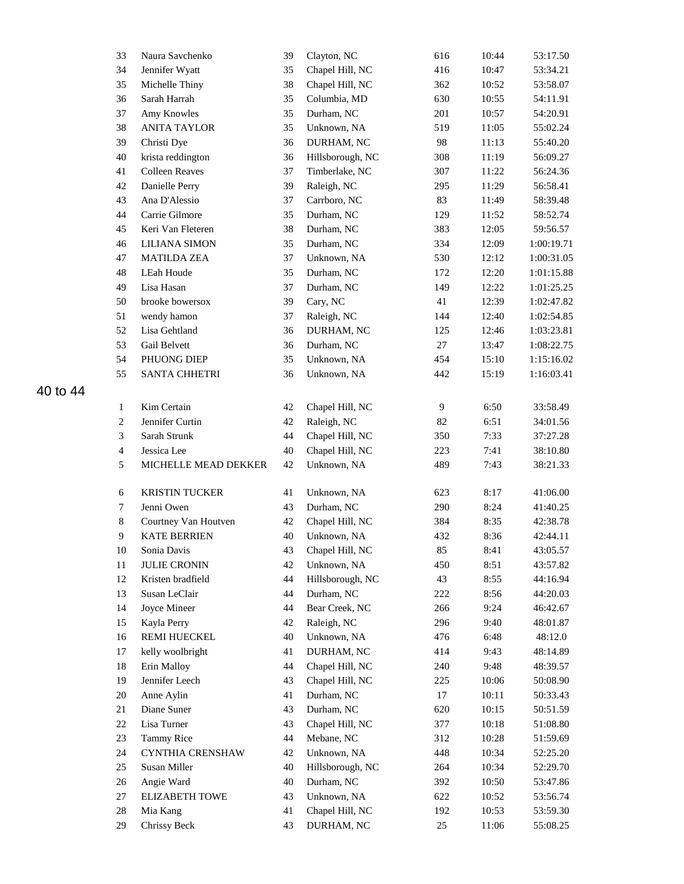| | | | | | | |
|---|---|---|---|---|---|---|
| 33 | Naura Savchenko | 39 | Clayton, NC | 616 | 10:44 | 53:17.50 |
| 34 | Jennifer Wyatt | 35 | Chapel Hill, NC | 416 | 10:47 | 53:34.21 |
| 35 | Michelle Thiny | 38 | Chapel Hill, NC | 362 | 10:52 | 53:58.07 |
| 36 | Sarah Harrah | 35 | Columbia, MD | 630 | 10:55 | 54:11.91 |
| 37 | Amy Knowles | 35 | Durham, NC | 201 | 10:57 | 54:20.91 |
| 38 | ANITA TAYLOR | 35 | Unknown, NA | 519 | 11:05 | 55:02.24 |
| 39 | Christi Dye | 36 | DURHAM, NC | 98 | 11:13 | 55:40.20 |
| 40 | krista reddington | 36 | Hillsborough, NC | 308 | 11:19 | 56:09.27 |
| 41 | Colleen Reaves | 37 | Timberlake, NC | 307 | 11:22 | 56:24.36 |
| 42 | Danielle Perry | 39 | Raleigh, NC | 295 | 11:29 | 56:58.41 |
| 43 | Ana D'Alessio | 37 | Carrboro, NC | 83 | 11:49 | 58:39.48 |
| 44 | Carrie Gilmore | 35 | Durham, NC | 129 | 11:52 | 58:52.74 |
| 45 | Keri Van Fleteren | 38 | Durham, NC | 383 | 12:05 | 59:56.57 |
| 46 | LILIANA SIMON | 35 | Durham, NC | 334 | 12:09 | 1:00:19.71 |
| 47 | MATILDA ZEA | 37 | Unknown, NA | 530 | 12:12 | 1:00:31.05 |
| 48 | LEah Houde | 35 | Durham, NC | 172 | 12:20 | 1:01:15.88 |
| 49 | Lisa Hasan | 37 | Durham, NC | 149 | 12:22 | 1:01:25.25 |
| 50 | brooke bowersox | 39 | Cary, NC | 41 | 12:39 | 1:02:47.82 |
| 51 | wendy hamon | 37 | Raleigh, NC | 144 | 12:40 | 1:02:54.85 |
| 52 | Lisa Gehtland | 36 | DURHAM, NC | 125 | 12:46 | 1:03:23.81 |
| 53 | Gail Belvett | 36 | Durham, NC | 27 | 13:47 | 1:08:22.75 |
| 54 | PHUONG DIEP | 35 | Unknown, NA | 454 | 15:10 | 1:15:16.02 |
| 55 | SANTA CHHETRI | 36 | Unknown, NA | 442 | 15:19 | 1:16:03.41 |

## 40 to 44

| | | | | | | |
|---|---|---|---|---|---|---|
| 1 | Kim Certain | 42 | Chapel Hill, NC | 9 | 6:50 | 33:58.49 |
| 2 | Jennifer Curtin | 42 | Raleigh, NC | 82 | 6:51 | 34:01.56 |
| 3 | Sarah Strunk | 44 | Chapel Hill, NC | 350 | 7:33 | 37:27.28 |
| 4 | Jessica Lee | 40 | Chapel Hill, NC | 223 | 7:41 | 38:10.80 |
| 5 | MICHELLE MEAD DEKKER | 42 | Unknown, NA | 489 | 7:43 | 38:21.33 |
| 6 | KRISTIN TUCKER | 41 | Unknown, NA | 623 | 8:17 | 41:06.00 |
| 7 | Jenni Owen | 43 | Durham, NC | 290 | 8:24 | 41:40.25 |
| 8 | Courtney Van Houtven | 42 | Chapel Hill, NC | 384 | 8:35 | 42:38.78 |
| 9 | KATE BERRIEN | 40 | Unknown, NA | 432 | 8:36 | 42:44.11 |
| 10 | Sonia Davis | 43 | Chapel Hill, NC | 85 | 8:41 | 43:05.57 |
| 11 | JULIE CRONIN | 42 | Unknown, NA | 450 | 8:51 | 43:57.82 |
| 12 | Kristen bradfield | 44 | Hillsborough, NC | 43 | 8:55 | 44:16.94 |
| 13 | Susan LeClair | 44 | Durham, NC | 222 | 8:56 | 44:20.03 |
| 14 | Joyce Mineer | 44 | Bear Creek, NC | 266 | 9:24 | 46:42.67 |
| 15 | Kayla Perry | 42 | Raleigh, NC | 296 | 9:40 | 48:01.87 |
| 16 | REMI HUECKEL | 40 | Unknown, NA | 476 | 6:48 | 48:12.0 |
| 17 | kelly woolbright | 41 | DURHAM, NC | 414 | 9:43 | 48:14.89 |
| 18 | Erin Malloy | 44 | Chapel Hill, NC | 240 | 9:48 | 48:39.57 |
| 19 | Jennifer Leech | 43 | Chapel Hill, NC | 225 | 10:06 | 50:08.90 |
| 20 | Anne Aylin | 41 | Durham, NC | 17 | 10:11 | 50:33.43 |
| 21 | Diane Suner | 43 | Durham, NC | 620 | 10:15 | 50:51.59 |
| 22 | Lisa Turner | 43 | Chapel Hill, NC | 377 | 10:18 | 51:08.80 |
| 23 | Tammy Rice | 44 | Mebane, NC | 312 | 10:28 | 51:59.69 |
| 24 | CYNTHIA CRENSHAW | 42 | Unknown, NA | 448 | 10:34 | 52:25.20 |
| 25 | Susan Miller | 40 | Hillsborough, NC | 264 | 10:34 | 52:29.70 |
| 26 | Angie Ward | 40 | Durham, NC | 392 | 10:50 | 53:47.86 |
| 27 | ELIZABETH TOWE | 43 | Unknown, NA | 622 | 10:52 | 53:56.74 |
| 28 | Mia Kang | 41 | Chapel Hill, NC | 192 | 10:53 | 53:59.30 |
| 29 | Chrissy Beck | 43 | DURHAM, NC | 25 | 11:06 | 55:08.25 |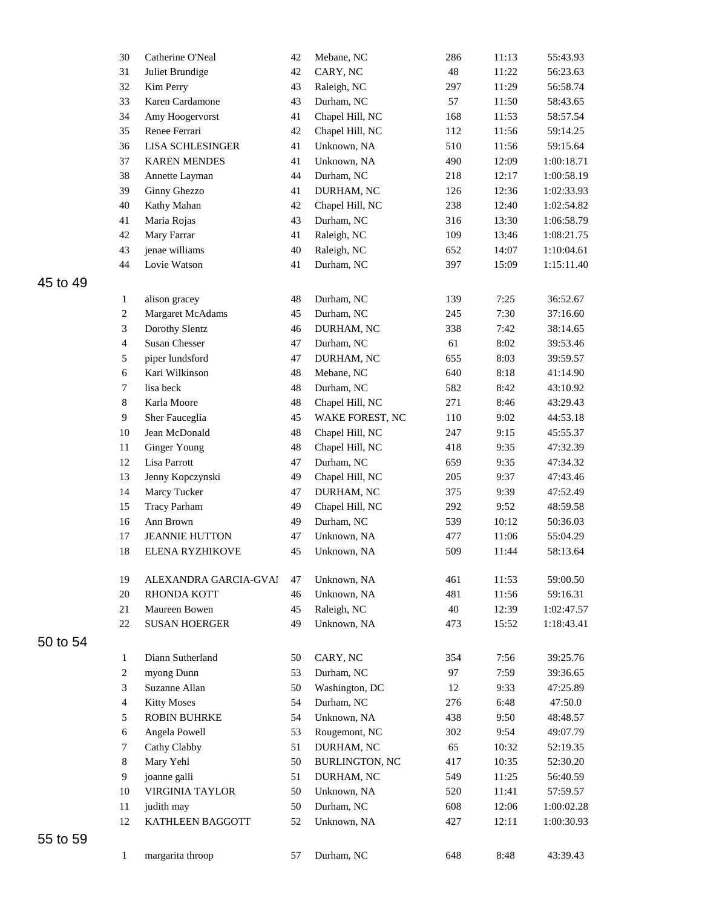| | | | | | | |
|---|---|---|---|---|---|---|
| 30 | Catherine O'Neal | 42 | Mebane, NC | 286 | 11:13 | 55:43.93 |
| 31 | Juliet Brundige | 42 | CARY, NC | 48 | 11:22 | 56:23.63 |
| 32 | Kim Perry | 43 | Raleigh, NC | 297 | 11:29 | 56:58.74 |
| 33 | Karen Cardamone | 43 | Durham, NC | 57 | 11:50 | 58:43.65 |
| 34 | Amy Hoogervorst | 41 | Chapel Hill, NC | 168 | 11:53 | 58:57.54 |
| 35 | Renee Ferrari | 42 | Chapel Hill, NC | 112 | 11:56 | 59:14.25 |
| 36 | LISA SCHLESINGER | 41 | Unknown, NA | 510 | 11:56 | 59:15.64 |
| 37 | KAREN MENDES | 41 | Unknown, NA | 490 | 12:09 | 1:00:18.71 |
| 38 | Annette Layman | 44 | Durham, NC | 218 | 12:17 | 1:00:58.19 |
| 39 | Ginny Ghezzo | 41 | DURHAM, NC | 126 | 12:36 | 1:02:33.93 |
| 40 | Kathy Mahan | 42 | Chapel Hill, NC | 238 | 12:40 | 1:02:54.82 |
| 41 | Maria Rojas | 43 | Durham, NC | 316 | 13:30 | 1:06:58.79 |
| 42 | Mary Farrar | 41 | Raleigh, NC | 109 | 13:46 | 1:08:21.75 |
| 43 | jenae williams | 40 | Raleigh, NC | 652 | 14:07 | 1:10:04.61 |
| 44 | Lovie Watson | 41 | Durham, NC | 397 | 15:09 | 1:15:11.40 |

## 45 to 49

| | | | | | | |
|---|---|---|---|---|---|---|
| 1 | alison gracey | 48 | Durham, NC | 139 | 7:25 | 36:52.67 |
| 2 | Margaret McAdams | 45 | Durham, NC | 245 | 7:30 | 37:16.60 |
| 3 | Dorothy Slentz | 46 | DURHAM, NC | 338 | 7:42 | 38:14.65 |
| 4 | Susan Chesser | 47 | Durham, NC | 61 | 8:02 | 39:53.46 |
| 5 | piper lundsford | 47 | DURHAM, NC | 655 | 8:03 | 39:59.57 |
| 6 | Kari Wilkinson | 48 | Mebane, NC | 640 | 8:18 | 41:14.90 |
| 7 | lisa beck | 48 | Durham, NC | 582 | 8:42 | 43:10.92 |
| 8 | Karla Moore | 48 | Chapel Hill, NC | 271 | 8:46 | 43:29.43 |
| 9 | Sher Fauceglia | 45 | WAKE FOREST, NC | 110 | 9:02 | 44:53.18 |
| 10 | Jean McDonald | 48 | Chapel Hill, NC | 247 | 9:15 | 45:55.37 |
| 11 | Ginger Young | 48 | Chapel Hill, NC | 418 | 9:35 | 47:32.39 |
| 12 | Lisa Parrott | 47 | Durham, NC | 659 | 9:35 | 47:34.32 |
| 13 | Jenny Kopczynski | 49 | Chapel Hill, NC | 205 | 9:37 | 47:43.46 |
| 14 | Marcy Tucker | 47 | DURHAM, NC | 375 | 9:39 | 47:52.49 |
| 15 | Tracy Parham | 49 | Chapel Hill, NC | 292 | 9:52 | 48:59.58 |
| 16 | Ann Brown | 49 | Durham, NC | 539 | 10:12 | 50:36.03 |
| 17 | JEANNIE HUTTON | 47 | Unknown, NA | 477 | 11:06 | 55:04.29 |
| 18 | ELENA RYZHIKOVE | 45 | Unknown, NA | 509 | 11:44 | 58:13.64 |
| 19 | ALEXANDRA GARCIA-GVAI | 47 | Unknown, NA | 461 | 11:53 | 59:00.50 |
| 20 | RHONDA KOTT | 46 | Unknown, NA | 481 | 11:56 | 59:16.31 |
| 21 | Maureen Bowen | 45 | Raleigh, NC | 40 | 12:39 | 1:02:47.57 |
| 22 | SUSAN HOERGER | 49 | Unknown, NA | 473 | 15:52 | 1:18:43.41 |

## 50 to 54

| | | | | | | |
|---|---|---|---|---|---|---|
| 1 | Diann Sutherland | 50 | CARY, NC | 354 | 7:56 | 39:25.76 |
| 2 | myong Dunn | 53 | Durham, NC | 97 | 7:59 | 39:36.65 |
| 3 | Suzanne Allan | 50 | Washington, DC | 12 | 9:33 | 47:25.89 |
| 4 | Kitty Moses | 54 | Durham, NC | 276 | 6:48 | 47:50.0 |
| 5 | ROBIN BUHRKE | 54 | Unknown, NA | 438 | 9:50 | 48:48.57 |
| 6 | Angela Powell | 53 | Rougemont, NC | 302 | 9:54 | 49:07.79 |
| 7 | Cathy Clabby | 51 | DURHAM, NC | 65 | 10:32 | 52:19.35 |
| 8 | Mary Yehl | 50 | BURLINGTON, NC | 417 | 10:35 | 52:30.20 |
| 9 | joanne galli | 51 | DURHAM, NC | 549 | 11:25 | 56:40.59 |
| 10 | VIRGINIA TAYLOR | 50 | Unknown, NA | 520 | 11:41 | 57:59.57 |
| 11 | judith may | 50 | Durham, NC | 608 | 12:06 | 1:00:02.28 |
| 12 | KATHLEEN BAGGOTT | 52 | Unknown, NA | 427 | 12:11 | 1:00:30.93 |

## 55 to 59

| | | | | | | |
|---|---|---|---|---|---|---|
| 1 | margarita throop | 57 | Durham, NC | 648 | 8:48 | 43:39.43 |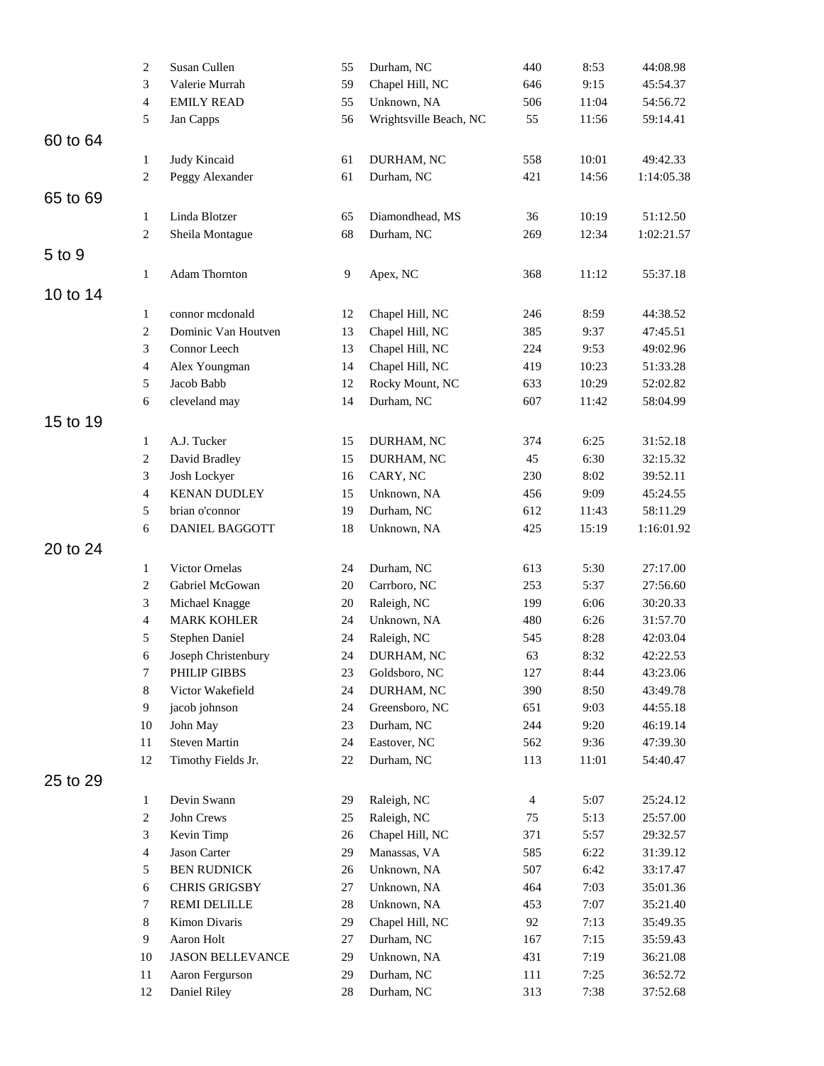| | Place | Name | Age | City | Bib | Pace | Time |
|---|---|---|---|---|---|---|---|
| | 2 | Susan Cullen | 55 | Durham, NC | 440 | 8:53 | 44:08.98 |
| | 3 | Valerie Murrah | 59 | Chapel Hill, NC | 646 | 9:15 | 45:54.37 |
| | 4 | EMILY READ | 55 | Unknown, NA | 506 | 11:04 | 54:56.72 |
| | 5 | Jan Capps | 56 | Wrightsville Beach, NC | 55 | 11:56 | 59:14.41 |

## 60 to 64

| Place | Name | Age | City | Bib | Pace | Time |
|---|---|---|---|---|---|---|
| 1 | Judy Kincaid | 61 | DURHAM, NC | 558 | 10:01 | 49:42.33 |
| 2 | Peggy Alexander | 61 | Durham, NC | 421 | 14:56 | 1:14:05.38 |

## 65 to 69

| Place | Name | Age | City | Bib | Pace | Time |
|---|---|---|---|---|---|---|
| 1 | Linda Blotzer | 65 | Diamondhead, MS | 36 | 10:19 | 51:12.50 |
| 2 | Sheila Montague | 68 | Durham, NC | 269 | 12:34 | 1:02:21.57 |

## 5 to 9

| Place | Name | Age | City | Bib | Pace | Time |
|---|---|---|---|---|---|---|
| 1 | Adam Thornton | 9 | Apex, NC | 368 | 11:12 | 55:37.18 |

## 10 to 14

| Place | Name | Age | City | Bib | Pace | Time |
|---|---|---|---|---|---|---|
| 1 | connor mcdonald | 12 | Chapel Hill, NC | 246 | 8:59 | 44:38.52 |
| 2 | Dominic Van Houtven | 13 | Chapel Hill, NC | 385 | 9:37 | 47:45.51 |
| 3 | Connor Leech | 13 | Chapel Hill, NC | 224 | 9:53 | 49:02.96 |
| 4 | Alex Youngman | 14 | Chapel Hill, NC | 419 | 10:23 | 51:33.28 |
| 5 | Jacob Babb | 12 | Rocky Mount, NC | 633 | 10:29 | 52:02.82 |
| 6 | cleveland may | 14 | Durham, NC | 607 | 11:42 | 58:04.99 |

## 15 to 19

| Place | Name | Age | City | Bib | Pace | Time |
|---|---|---|---|---|---|---|
| 1 | A.J. Tucker | 15 | DURHAM, NC | 374 | 6:25 | 31:52.18 |
| 2 | David Bradley | 15 | DURHAM, NC | 45 | 6:30 | 32:15.32 |
| 3 | Josh Lockyer | 16 | CARY, NC | 230 | 8:02 | 39:52.11 |
| 4 | KENAN DUDLEY | 15 | Unknown, NA | 456 | 9:09 | 45:24.55 |
| 5 | brian o'connor | 19 | Durham, NC | 612 | 11:43 | 58:11.29 |
| 6 | DANIEL BAGGOTT | 18 | Unknown, NA | 425 | 15:19 | 1:16:01.92 |

## 20 to 24

| Place | Name | Age | City | Bib | Pace | Time |
|---|---|---|---|---|---|---|
| 1 | Victor Ornelas | 24 | Durham, NC | 613 | 5:30 | 27:17.00 |
| 2 | Gabriel McGowan | 20 | Carrboro, NC | 253 | 5:37 | 27:56.60 |
| 3 | Michael Knagge | 20 | Raleigh, NC | 199 | 6:06 | 30:20.33 |
| 4 | MARK KOHLER | 24 | Unknown, NA | 480 | 6:26 | 31:57.70 |
| 5 | Stephen Daniel | 24 | Raleigh, NC | 545 | 8:28 | 42:03.04 |
| 6 | Joseph Christenbury | 24 | DURHAM, NC | 63 | 8:32 | 42:22.53 |
| 7 | PHILIP GIBBS | 23 | Goldsboro, NC | 127 | 8:44 | 43:23.06 |
| 8 | Victor Wakefield | 24 | DURHAM, NC | 390 | 8:50 | 43:49.78 |
| 9 | jacob johnson | 24 | Greensboro, NC | 651 | 9:03 | 44:55.18 |
| 10 | John May | 23 | Durham, NC | 244 | 9:20 | 46:19.14 |
| 11 | Steven Martin | 24 | Eastover, NC | 562 | 9:36 | 47:39.30 |
| 12 | Timothy Fields Jr. | 22 | Durham, NC | 113 | 11:01 | 54:40.47 |

## 25 to 29

| Place | Name | Age | City | Bib | Pace | Time |
|---|---|---|---|---|---|---|
| 1 | Devin Swann | 29 | Raleigh, NC | 4 | 5:07 | 25:24.12 |
| 2 | John Crews | 25 | Raleigh, NC | 75 | 5:13 | 25:57.00 |
| 3 | Kevin Timp | 26 | Chapel Hill, NC | 371 | 5:57 | 29:32.57 |
| 4 | Jason Carter | 29 | Manassas, VA | 585 | 6:22 | 31:39.12 |
| 5 | BEN RUDNICK | 26 | Unknown, NA | 507 | 6:42 | 33:17.47 |
| 6 | CHRIS GRIGSBY | 27 | Unknown, NA | 464 | 7:03 | 35:01.36 |
| 7 | REMI DELILLE | 28 | Unknown, NA | 453 | 7:07 | 35:21.40 |
| 8 | Kimon Divaris | 29 | Chapel Hill, NC | 92 | 7:13 | 35:49.35 |
| 9 | Aaron Holt | 27 | Durham, NC | 167 | 7:15 | 35:59.43 |
| 10 | JASON BELLEVANCE | 29 | Unknown, NA | 431 | 7:19 | 36:21.08 |
| 11 | Aaron Fergurson | 29 | Durham, NC | 111 | 7:25 | 36:52.72 |
| 12 | Daniel Riley | 28 | Durham, NC | 313 | 7:38 | 37:52.68 |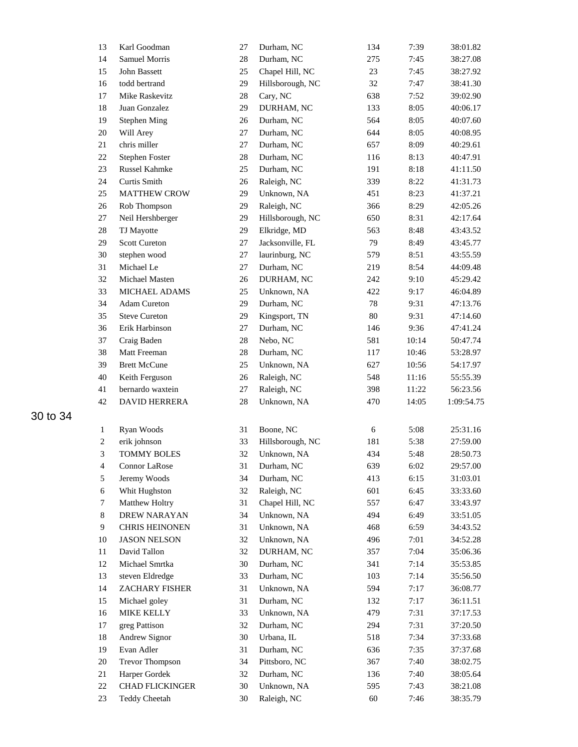| | | | | | | |
|---|---|---|---|---|---|---|
| 13 | Karl Goodman | 27 | Durham, NC | 134 | 7:39 | 38:01.82 |
| 14 | Samuel Morris | 28 | Durham, NC | 275 | 7:45 | 38:27.08 |
| 15 | John Bassett | 25 | Chapel Hill, NC | 23 | 7:45 | 38:27.92 |
| 16 | todd bertrand | 29 | Hillsborough, NC | 32 | 7:47 | 38:41.30 |
| 17 | Mike Raskevitz | 28 | Cary, NC | 638 | 7:52 | 39:02.90 |
| 18 | Juan Gonzalez | 29 | DURHAM, NC | 133 | 8:05 | 40:06.17 |
| 19 | Stephen Ming | 26 | Durham, NC | 564 | 8:05 | 40:07.60 |
| 20 | Will Arey | 27 | Durham, NC | 644 | 8:05 | 40:08.95 |
| 21 | chris miller | 27 | Durham, NC | 657 | 8:09 | 40:29.61 |
| 22 | Stephen Foster | 28 | Durham, NC | 116 | 8:13 | 40:47.91 |
| 23 | Russel Kahmke | 25 | Durham, NC | 191 | 8:18 | 41:11.50 |
| 24 | Curtis Smith | 26 | Raleigh, NC | 339 | 8:22 | 41:31.73 |
| 25 | MATTHEW CROW | 29 | Unknown, NA | 451 | 8:23 | 41:37.21 |
| 26 | Rob Thompson | 29 | Raleigh, NC | 366 | 8:29 | 42:05.26 |
| 27 | Neil Hershberger | 29 | Hillsborough, NC | 650 | 8:31 | 42:17.64 |
| 28 | TJ Mayotte | 29 | Elkridge, MD | 563 | 8:48 | 43:43.52 |
| 29 | Scott Cureton | 27 | Jacksonville, FL | 79 | 8:49 | 43:45.77 |
| 30 | stephen wood | 27 | laurinburg, NC | 579 | 8:51 | 43:55.59 |
| 31 | Michael Le | 27 | Durham, NC | 219 | 8:54 | 44:09.48 |
| 32 | Michael Masten | 26 | DURHAM, NC | 242 | 9:10 | 45:29.42 |
| 33 | MICHAEL ADAMS | 25 | Unknown, NA | 422 | 9:17 | 46:04.89 |
| 34 | Adam Cureton | 29 | Durham, NC | 78 | 9:31 | 47:13.76 |
| 35 | Steve Cureton | 29 | Kingsport, TN | 80 | 9:31 | 47:14.60 |
| 36 | Erik Harbinson | 27 | Durham, NC | 146 | 9:36 | 47:41.24 |
| 37 | Craig Baden | 28 | Nebo, NC | 581 | 10:14 | 50:47.74 |
| 38 | Matt Freeman | 28 | Durham, NC | 117 | 10:46 | 53:28.97 |
| 39 | Brett McCune | 25 | Unknown, NA | 627 | 10:56 | 54:17.97 |
| 40 | Keith Ferguson | 26 | Raleigh, NC | 548 | 11:16 | 55:55.39 |
| 41 | bernardo waxtein | 27 | Raleigh, NC | 398 | 11:22 | 56:23.56 |
| 42 | DAVID HERRERA | 28 | Unknown, NA | 470 | 14:05 | 1:09:54.75 |

## 30 to 34

| | | | | | | |
|---|---|---|---|---|---|---|
| 1 | Ryan Woods | 31 | Boone, NC | 6 | 5:08 | 25:31.16 |
| 2 | erik johnson | 33 | Hillsborough, NC | 181 | 5:38 | 27:59.00 |
| 3 | TOMMY BOLES | 32 | Unknown, NA | 434 | 5:48 | 28:50.73 |
| 4 | Connor LaRose | 31 | Durham, NC | 639 | 6:02 | 29:57.00 |
| 5 | Jeremy Woods | 34 | Durham, NC | 413 | 6:15 | 31:03.01 |
| 6 | Whit Hughston | 32 | Raleigh, NC | 601 | 6:45 | 33:33.60 |
| 7 | Matthew Holtry | 31 | Chapel Hill, NC | 557 | 6:47 | 33:43.97 |
| 8 | DREW NARAYAN | 34 | Unknown, NA | 494 | 6:49 | 33:51.05 |
| 9 | CHRIS HEINONEN | 31 | Unknown, NA | 468 | 6:59 | 34:43.52 |
| 10 | JASON NELSON | 32 | Unknown, NA | 496 | 7:01 | 34:52.28 |
| 11 | David Tallon | 32 | DURHAM, NC | 357 | 7:04 | 35:06.36 |
| 12 | Michael Smrtka | 30 | Durham, NC | 341 | 7:14 | 35:53.85 |
| 13 | steven Eldredge | 33 | Durham, NC | 103 | 7:14 | 35:56.50 |
| 14 | ZACHARY FISHER | 31 | Unknown, NA | 594 | 7:17 | 36:08.77 |
| 15 | Michael goley | 31 | Durham, NC | 132 | 7:17 | 36:11.51 |
| 16 | MIKE KELLY | 33 | Unknown, NA | 479 | 7:31 | 37:17.53 |
| 17 | greg Pattison | 32 | Durham, NC | 294 | 7:31 | 37:20.50 |
| 18 | Andrew Signor | 30 | Urbana, IL | 518 | 7:34 | 37:33.68 |
| 19 | Evan Adler | 31 | Durham, NC | 636 | 7:35 | 37:37.68 |
| 20 | Trevor Thompson | 34 | Pittsboro, NC | 367 | 7:40 | 38:02.75 |
| 21 | Harper Gordek | 32 | Durham, NC | 136 | 7:40 | 38:05.64 |
| 22 | CHAD FLICKINGER | 30 | Unknown, NA | 595 | 7:43 | 38:21.08 |
| 23 | Teddy Cheetah | 30 | Raleigh, NC | 60 | 7:46 | 38:35.79 |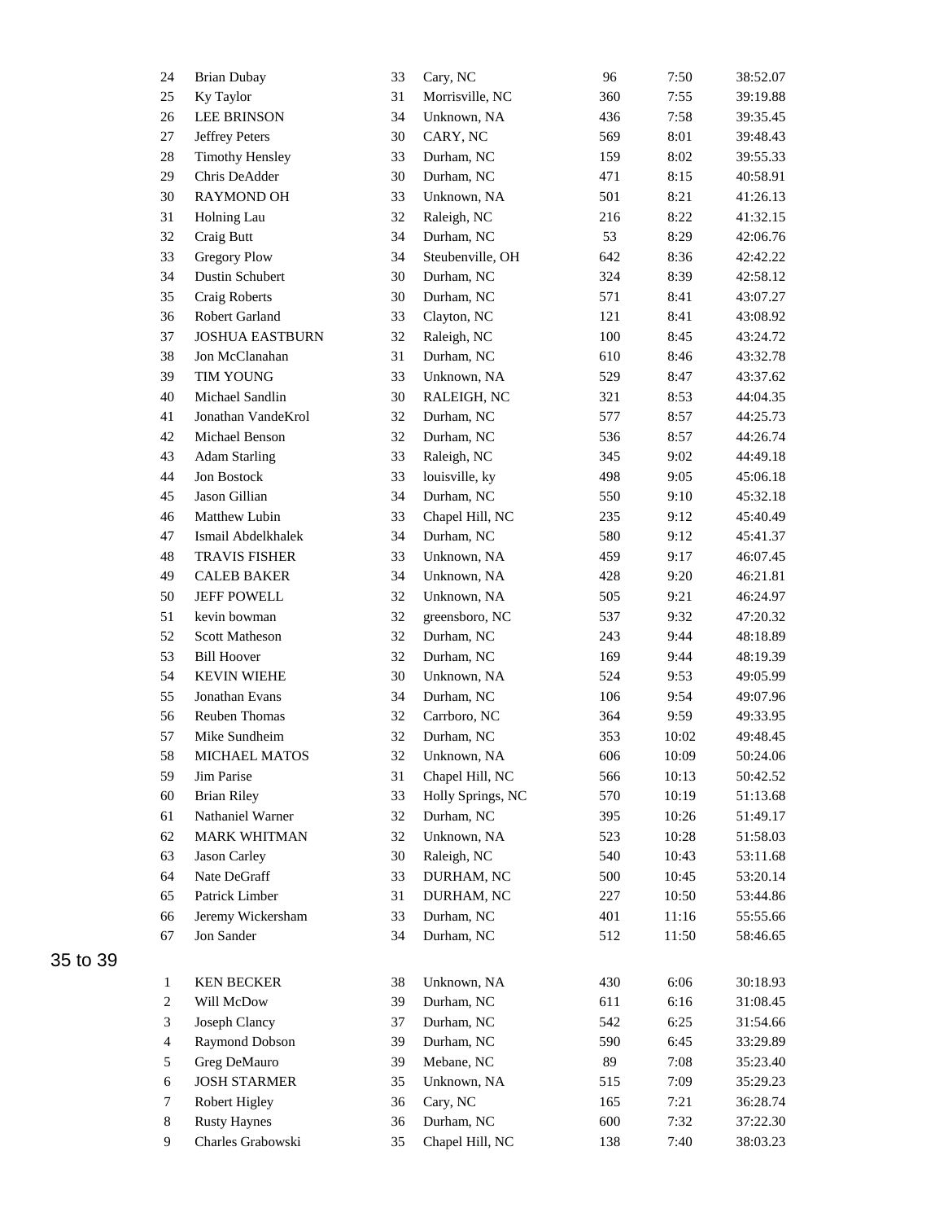| | | | | | | |
|---|---|---|---|---|---|---|
| 24 | Brian Dubay | 33 | Cary, NC | 96 | 7:50 | 38:52.07 |
| 25 | Ky Taylor | 31 | Morrisville, NC | 360 | 7:55 | 39:19.88 |
| 26 | LEE BRINSON | 34 | Unknown, NA | 436 | 7:58 | 39:35.45 |
| 27 | Jeffrey Peters | 30 | CARY, NC | 569 | 8:01 | 39:48.43 |
| 28 | Timothy Hensley | 33 | Durham, NC | 159 | 8:02 | 39:55.33 |
| 29 | Chris DeAdder | 30 | Durham, NC | 471 | 8:15 | 40:58.91 |
| 30 | RAYMOND OH | 33 | Unknown, NA | 501 | 8:21 | 41:26.13 |
| 31 | Holning Lau | 32 | Raleigh, NC | 216 | 8:22 | 41:32.15 |
| 32 | Craig Butt | 34 | Durham, NC | 53 | 8:29 | 42:06.76 |
| 33 | Gregory Plow | 34 | Steubenville, OH | 642 | 8:36 | 42:42.22 |
| 34 | Dustin Schubert | 30 | Durham, NC | 324 | 8:39 | 42:58.12 |
| 35 | Craig Roberts | 30 | Durham, NC | 571 | 8:41 | 43:07.27 |
| 36 | Robert Garland | 33 | Clayton, NC | 121 | 8:41 | 43:08.92 |
| 37 | JOSHUA EASTBURN | 32 | Raleigh, NC | 100 | 8:45 | 43:24.72 |
| 38 | Jon McClanahan | 31 | Durham, NC | 610 | 8:46 | 43:32.78 |
| 39 | TIM YOUNG | 33 | Unknown, NA | 529 | 8:47 | 43:37.62 |
| 40 | Michael Sandlin | 30 | RALEIGH, NC | 321 | 8:53 | 44:04.35 |
| 41 | Jonathan VandeKrol | 32 | Durham, NC | 577 | 8:57 | 44:25.73 |
| 42 | Michael Benson | 32 | Durham, NC | 536 | 8:57 | 44:26.74 |
| 43 | Adam Starling | 33 | Raleigh, NC | 345 | 9:02 | 44:49.18 |
| 44 | Jon Bostock | 33 | louisville, ky | 498 | 9:05 | 45:06.18 |
| 45 | Jason Gillian | 34 | Durham, NC | 550 | 9:10 | 45:32.18 |
| 46 | Matthew Lubin | 33 | Chapel Hill, NC | 235 | 9:12 | 45:40.49 |
| 47 | Ismail Abdelkhalek | 34 | Durham, NC | 580 | 9:12 | 45:41.37 |
| 48 | TRAVIS FISHER | 33 | Unknown, NA | 459 | 9:17 | 46:07.45 |
| 49 | CALEB BAKER | 34 | Unknown, NA | 428 | 9:20 | 46:21.81 |
| 50 | JEFF POWELL | 32 | Unknown, NA | 505 | 9:21 | 46:24.97 |
| 51 | kevin bowman | 32 | greensboro, NC | 537 | 9:32 | 47:20.32 |
| 52 | Scott Matheson | 32 | Durham, NC | 243 | 9:44 | 48:18.89 |
| 53 | Bill Hoover | 32 | Durham, NC | 169 | 9:44 | 48:19.39 |
| 54 | KEVIN WIEHE | 30 | Unknown, NA | 524 | 9:53 | 49:05.99 |
| 55 | Jonathan Evans | 34 | Durham, NC | 106 | 9:54 | 49:07.96 |
| 56 | Reuben Thomas | 32 | Carrboro, NC | 364 | 9:59 | 49:33.95 |
| 57 | Mike Sundheim | 32 | Durham, NC | 353 | 10:02 | 49:48.45 |
| 58 | MICHAEL MATOS | 32 | Unknown, NA | 606 | 10:09 | 50:24.06 |
| 59 | Jim Parise | 31 | Chapel Hill, NC | 566 | 10:13 | 50:42.52 |
| 60 | Brian Riley | 33 | Holly Springs, NC | 570 | 10:19 | 51:13.68 |
| 61 | Nathaniel Warner | 32 | Durham, NC | 395 | 10:26 | 51:49.17 |
| 62 | MARK WHITMAN | 32 | Unknown, NA | 523 | 10:28 | 51:58.03 |
| 63 | Jason Carley | 30 | Raleigh, NC | 540 | 10:43 | 53:11.68 |
| 64 | Nate DeGraff | 33 | DURHAM, NC | 500 | 10:45 | 53:20.14 |
| 65 | Patrick Limber | 31 | DURHAM, NC | 227 | 10:50 | 53:44.86 |
| 66 | Jeremy Wickersham | 33 | Durham, NC | 401 | 11:16 | 55:55.66 |
| 67 | Jon Sander | 34 | Durham, NC | 512 | 11:50 | 58:46.65 |

35 to 39

| | | | | | | |
|---|---|---|---|---|---|---|
| 1 | KEN BECKER | 38 | Unknown, NA | 430 | 6:06 | 30:18.93 |
| 2 | Will McDow | 39 | Durham, NC | 611 | 6:16 | 31:08.45 |
| 3 | Joseph Clancy | 37 | Durham, NC | 542 | 6:25 | 31:54.66 |
| 4 | Raymond Dobson | 39 | Durham, NC | 590 | 6:45 | 33:29.89 |
| 5 | Greg DeMauro | 39 | Mebane, NC | 89 | 7:08 | 35:23.40 |
| 6 | JOSH STARMER | 35 | Unknown, NA | 515 | 7:09 | 35:29.23 |
| 7 | Robert Higley | 36 | Cary, NC | 165 | 7:21 | 36:28.74 |
| 8 | Rusty Haynes | 36 | Durham, NC | 600 | 7:32 | 37:22.30 |
| 9 | Charles Grabowski | 35 | Chapel Hill, NC | 138 | 7:40 | 38:03.23 |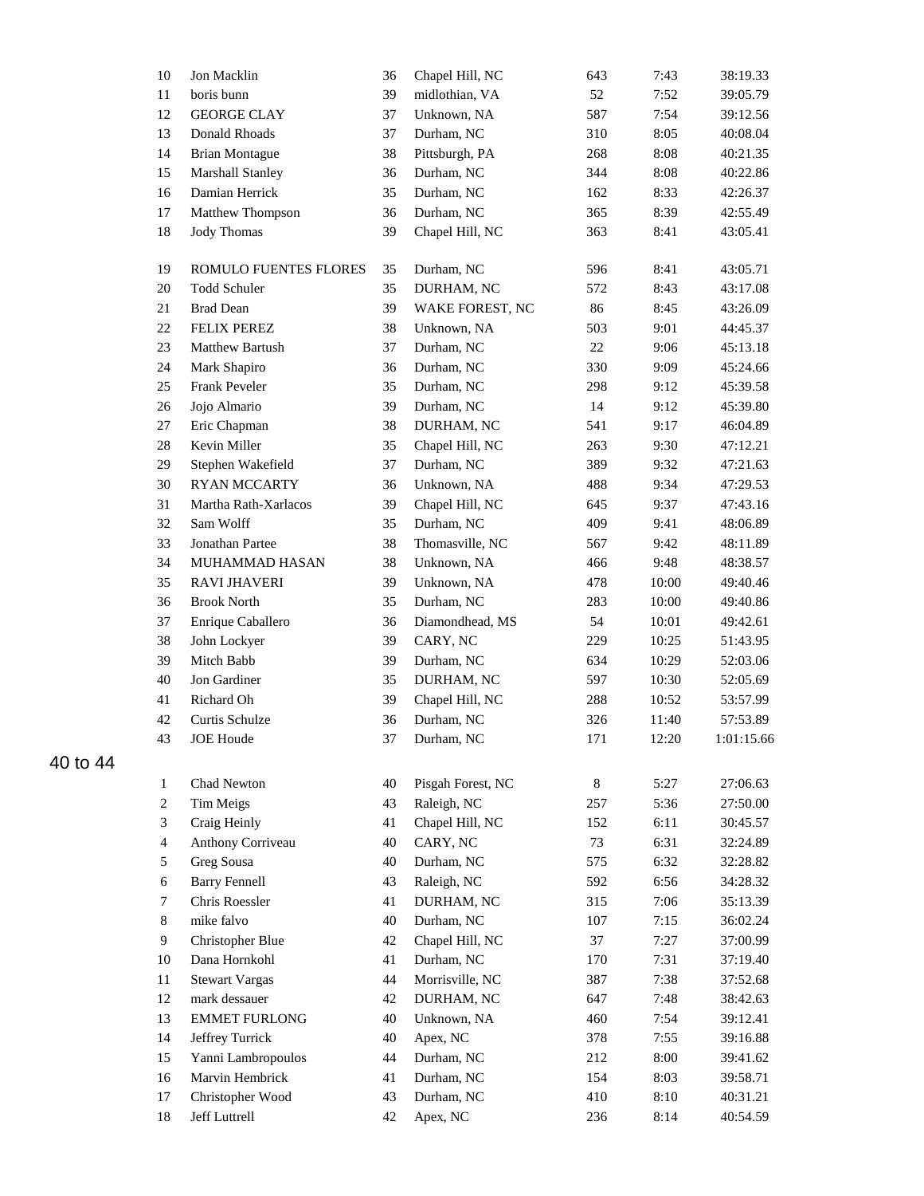| | | | | | | |
|---|---|---|---|---|---|---|
| 10 | Jon Macklin | 36 | Chapel Hill, NC | 643 | 7:43 | 38:19.33 |
| 11 | boris bunn | 39 | midlothian, VA | 52 | 7:52 | 39:05.79 |
| 12 | GEORGE CLAY | 37 | Unknown, NA | 587 | 7:54 | 39:12.56 |
| 13 | Donald Rhoads | 37 | Durham, NC | 310 | 8:05 | 40:08.04 |
| 14 | Brian Montague | 38 | Pittsburgh, PA | 268 | 8:08 | 40:21.35 |
| 15 | Marshall Stanley | 36 | Durham, NC | 344 | 8:08 | 40:22.86 |
| 16 | Damian Herrick | 35 | Durham, NC | 162 | 8:33 | 42:26.37 |
| 17 | Matthew Thompson | 36 | Durham, NC | 365 | 8:39 | 42:55.49 |
| 18 | Jody Thomas | 39 | Chapel Hill, NC | 363 | 8:41 | 43:05.41 |
| 19 | ROMULO FUENTES FLORES | 35 | Durham, NC | 596 | 8:41 | 43:05.71 |
| 20 | Todd Schuler | 35 | DURHAM, NC | 572 | 8:43 | 43:17.08 |
| 21 | Brad Dean | 39 | WAKE FOREST, NC | 86 | 8:45 | 43:26.09 |
| 22 | FELIX PEREZ | 38 | Unknown, NA | 503 | 9:01 | 44:45.37 |
| 23 | Matthew Bartush | 37 | Durham, NC | 22 | 9:06 | 45:13.18 |
| 24 | Mark Shapiro | 36 | Durham, NC | 330 | 9:09 | 45:24.66 |
| 25 | Frank Peveler | 35 | Durham, NC | 298 | 9:12 | 45:39.58 |
| 26 | Jojo Almario | 39 | Durham, NC | 14 | 9:12 | 45:39.80 |
| 27 | Eric Chapman | 38 | DURHAM, NC | 541 | 9:17 | 46:04.89 |
| 28 | Kevin Miller | 35 | Chapel Hill, NC | 263 | 9:30 | 47:12.21 |
| 29 | Stephen Wakefield | 37 | Durham, NC | 389 | 9:32 | 47:21.63 |
| 30 | RYAN MCCARTY | 36 | Unknown, NA | 488 | 9:34 | 47:29.53 |
| 31 | Martha Rath-Xarlacos | 39 | Chapel Hill, NC | 645 | 9:37 | 47:43.16 |
| 32 | Sam Wolff | 35 | Durham, NC | 409 | 9:41 | 48:06.89 |
| 33 | Jonathan Partee | 38 | Thomasville, NC | 567 | 9:42 | 48:11.89 |
| 34 | MUHAMMAD HASAN | 38 | Unknown, NA | 466 | 9:48 | 48:38.57 |
| 35 | RAVI JHAVERI | 39 | Unknown, NA | 478 | 10:00 | 49:40.46 |
| 36 | Brook North | 35 | Durham, NC | 283 | 10:00 | 49:40.86 |
| 37 | Enrique Caballero | 36 | Diamondhead, MS | 54 | 10:01 | 49:42.61 |
| 38 | John Lockyer | 39 | CARY, NC | 229 | 10:25 | 51:43.95 |
| 39 | Mitch Babb | 39 | Durham, NC | 634 | 10:29 | 52:03.06 |
| 40 | Jon Gardiner | 35 | DURHAM, NC | 597 | 10:30 | 52:05.69 |
| 41 | Richard Oh | 39 | Chapel Hill, NC | 288 | 10:52 | 53:57.99 |
| 42 | Curtis Schulze | 36 | Durham, NC | 326 | 11:40 | 57:53.89 |
| 43 | JOE Houde | 37 | Durham, NC | 171 | 12:20 | 1:01:15.66 |

40 to 44

| | | | | | | |
|---|---|---|---|---|---|---|
| 1 | Chad Newton | 40 | Pisgah Forest, NC | 8 | 5:27 | 27:06.63 |
| 2 | Tim Meigs | 43 | Raleigh, NC | 257 | 5:36 | 27:50.00 |
| 3 | Craig Heinly | 41 | Chapel Hill, NC | 152 | 6:11 | 30:45.57 |
| 4 | Anthony Corriveau | 40 | CARY, NC | 73 | 6:31 | 32:24.89 |
| 5 | Greg Sousa | 40 | Durham, NC | 575 | 6:32 | 32:28.82 |
| 6 | Barry Fennell | 43 | Raleigh, NC | 592 | 6:56 | 34:28.32 |
| 7 | Chris Roessler | 41 | DURHAM, NC | 315 | 7:06 | 35:13.39 |
| 8 | mike falvo | 40 | Durham, NC | 107 | 7:15 | 36:02.24 |
| 9 | Christopher Blue | 42 | Chapel Hill, NC | 37 | 7:27 | 37:00.99 |
| 10 | Dana Hornkohl | 41 | Durham, NC | 170 | 7:31 | 37:19.40 |
| 11 | Stewart Vargas | 44 | Morrisville, NC | 387 | 7:38 | 37:52.68 |
| 12 | mark dessauer | 42 | DURHAM, NC | 647 | 7:48 | 38:42.63 |
| 13 | EMMET FURLONG | 40 | Unknown, NA | 460 | 7:54 | 39:12.41 |
| 14 | Jeffrey Turrick | 40 | Apex, NC | 378 | 7:55 | 39:16.88 |
| 15 | Yanni Lambropoulos | 44 | Durham, NC | 212 | 8:00 | 39:41.62 |
| 16 | Marvin Hembrick | 41 | Durham, NC | 154 | 8:03 | 39:58.71 |
| 17 | Christopher Wood | 43 | Durham, NC | 410 | 8:10 | 40:31.21 |
| 18 | Jeff Luttrell | 42 | Apex, NC | 236 | 8:14 | 40:54.59 |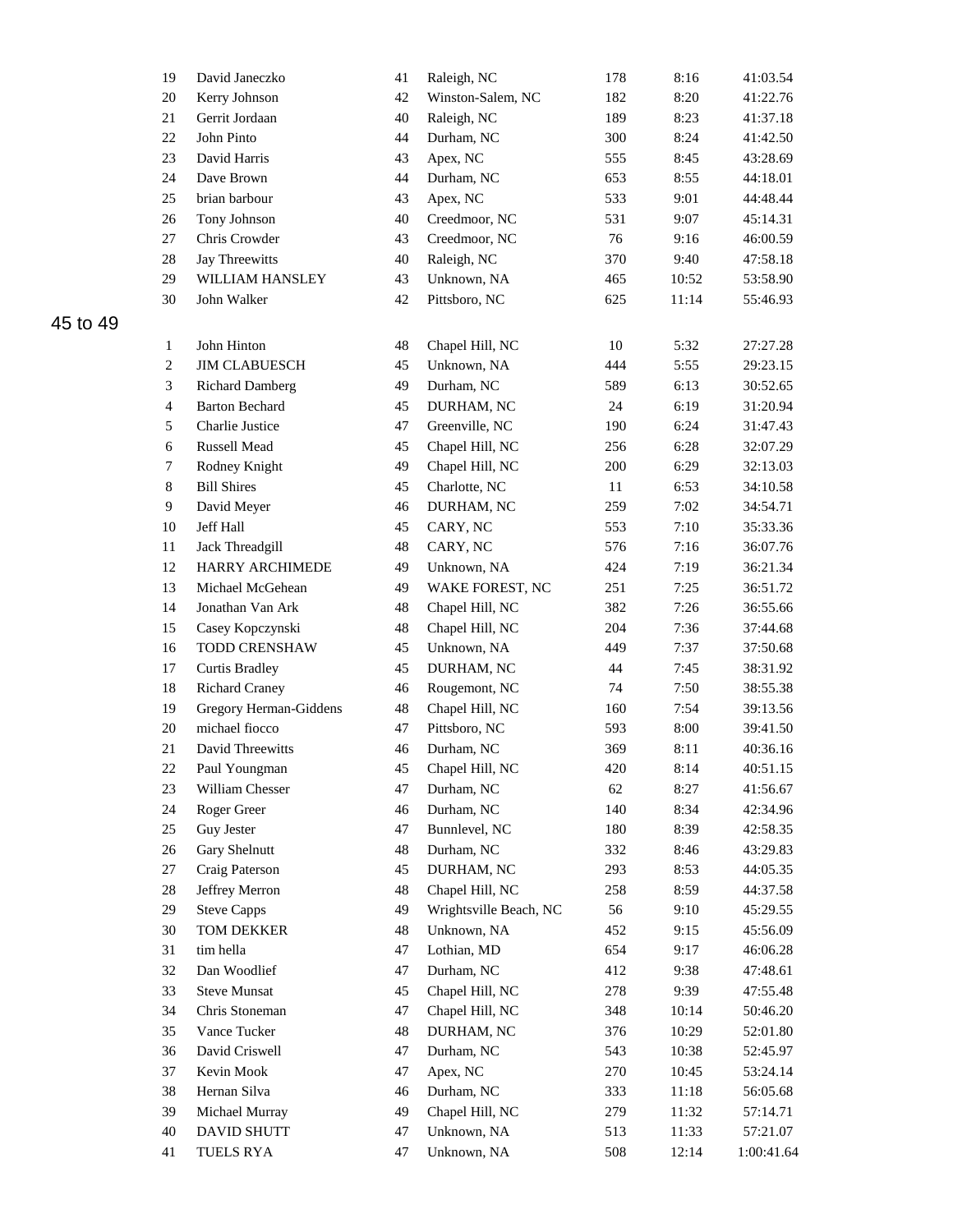| | | | | | | |
|---|---|---|---|---|---|---|
| 19 | David Janeczko | 41 | Raleigh, NC | 178 | 8:16 | 41:03.54 |
| 20 | Kerry Johnson | 42 | Winston-Salem, NC | 182 | 8:20 | 41:22.76 |
| 21 | Gerrit Jordaan | 40 | Raleigh, NC | 189 | 8:23 | 41:37.18 |
| 22 | John Pinto | 44 | Durham, NC | 300 | 8:24 | 41:42.50 |
| 23 | David Harris | 43 | Apex, NC | 555 | 8:45 | 43:28.69 |
| 24 | Dave Brown | 44 | Durham, NC | 653 | 8:55 | 44:18.01 |
| 25 | brian barbour | 43 | Apex, NC | 533 | 9:01 | 44:48.44 |
| 26 | Tony Johnson | 40 | Creedmoor, NC | 531 | 9:07 | 45:14.31 |
| 27 | Chris Crowder | 43 | Creedmoor, NC | 76 | 9:16 | 46:00.59 |
| 28 | Jay Threewitts | 40 | Raleigh, NC | 370 | 9:40 | 47:58.18 |
| 29 | WILLIAM HANSLEY | 43 | Unknown, NA | 465 | 10:52 | 53:58.90 |
| 30 | John Walker | 42 | Pittsboro, NC | 625 | 11:14 | 55:46.93 |

## 45 to 49

| | | | | | | |
|---|---|---|---|---|---|---|
| 1 | John Hinton | 48 | Chapel Hill, NC | 10 | 5:32 | 27:27.28 |
| 2 | JIM CLABUESCH | 45 | Unknown, NA | 444 | 5:55 | 29:23.15 |
| 3 | Richard Damberg | 49 | Durham, NC | 589 | 6:13 | 30:52.65 |
| 4 | Barton Bechard | 45 | DURHAM, NC | 24 | 6:19 | 31:20.94 |
| 5 | Charlie Justice | 47 | Greenville, NC | 190 | 6:24 | 31:47.43 |
| 6 | Russell Mead | 45 | Chapel Hill, NC | 256 | 6:28 | 32:07.29 |
| 7 | Rodney Knight | 49 | Chapel Hill, NC | 200 | 6:29 | 32:13.03 |
| 8 | Bill Shires | 45 | Charlotte, NC | 11 | 6:53 | 34:10.58 |
| 9 | David Meyer | 46 | DURHAM, NC | 259 | 7:02 | 34:54.71 |
| 10 | Jeff Hall | 45 | CARY, NC | 553 | 7:10 | 35:33.36 |
| 11 | Jack Threadgill | 48 | CARY, NC | 576 | 7:16 | 36:07.76 |
| 12 | HARRY ARCHIMEDE | 49 | Unknown, NA | 424 | 7:19 | 36:21.34 |
| 13 | Michael McGehean | 49 | WAKE FOREST, NC | 251 | 7:25 | 36:51.72 |
| 14 | Jonathan Van Ark | 48 | Chapel Hill, NC | 382 | 7:26 | 36:55.66 |
| 15 | Casey Kopczynski | 48 | Chapel Hill, NC | 204 | 7:36 | 37:44.68 |
| 16 | TODD CRENSHAW | 45 | Unknown, NA | 449 | 7:37 | 37:50.68 |
| 17 | Curtis Bradley | 45 | DURHAM, NC | 44 | 7:45 | 38:31.92 |
| 18 | Richard Craney | 46 | Rougemont, NC | 74 | 7:50 | 38:55.38 |
| 19 | Gregory Herman-Giddens | 48 | Chapel Hill, NC | 160 | 7:54 | 39:13.56 |
| 20 | michael fiocco | 47 | Pittsboro, NC | 593 | 8:00 | 39:41.50 |
| 21 | David Threewitts | 46 | Durham, NC | 369 | 8:11 | 40:36.16 |
| 22 | Paul Youngman | 45 | Chapel Hill, NC | 420 | 8:14 | 40:51.15 |
| 23 | William Chesser | 47 | Durham, NC | 62 | 8:27 | 41:56.67 |
| 24 | Roger Greer | 46 | Durham, NC | 140 | 8:34 | 42:34.96 |
| 25 | Guy Jester | 47 | Bunnlevel, NC | 180 | 8:39 | 42:58.35 |
| 26 | Gary Shelnutt | 48 | Durham, NC | 332 | 8:46 | 43:29.83 |
| 27 | Craig Paterson | 45 | DURHAM, NC | 293 | 8:53 | 44:05.35 |
| 28 | Jeffrey Merron | 48 | Chapel Hill, NC | 258 | 8:59 | 44:37.58 |
| 29 | Steve Capps | 49 | Wrightsville Beach, NC | 56 | 9:10 | 45:29.55 |
| 30 | TOM DEKKER | 48 | Unknown, NA | 452 | 9:15 | 45:56.09 |
| 31 | tim hella | 47 | Lothian, MD | 654 | 9:17 | 46:06.28 |
| 32 | Dan Woodlief | 47 | Durham, NC | 412 | 9:38 | 47:48.61 |
| 33 | Steve Munsat | 45 | Chapel Hill, NC | 278 | 9:39 | 47:55.48 |
| 34 | Chris Stoneman | 47 | Chapel Hill, NC | 348 | 10:14 | 50:46.20 |
| 35 | Vance Tucker | 48 | DURHAM, NC | 376 | 10:29 | 52:01.80 |
| 36 | David Criswell | 47 | Durham, NC | 543 | 10:38 | 52:45.97 |
| 37 | Kevin Mook | 47 | Apex, NC | 270 | 10:45 | 53:24.14 |
| 38 | Hernan Silva | 46 | Durham, NC | 333 | 11:18 | 56:05.68 |
| 39 | Michael Murray | 49 | Chapel Hill, NC | 279 | 11:32 | 57:14.71 |
| 40 | DAVID SHUTT | 47 | Unknown, NA | 513 | 11:33 | 57:21.07 |
| 41 | TUELS RYA | 47 | Unknown, NA | 508 | 12:14 | 1:00:41.64 |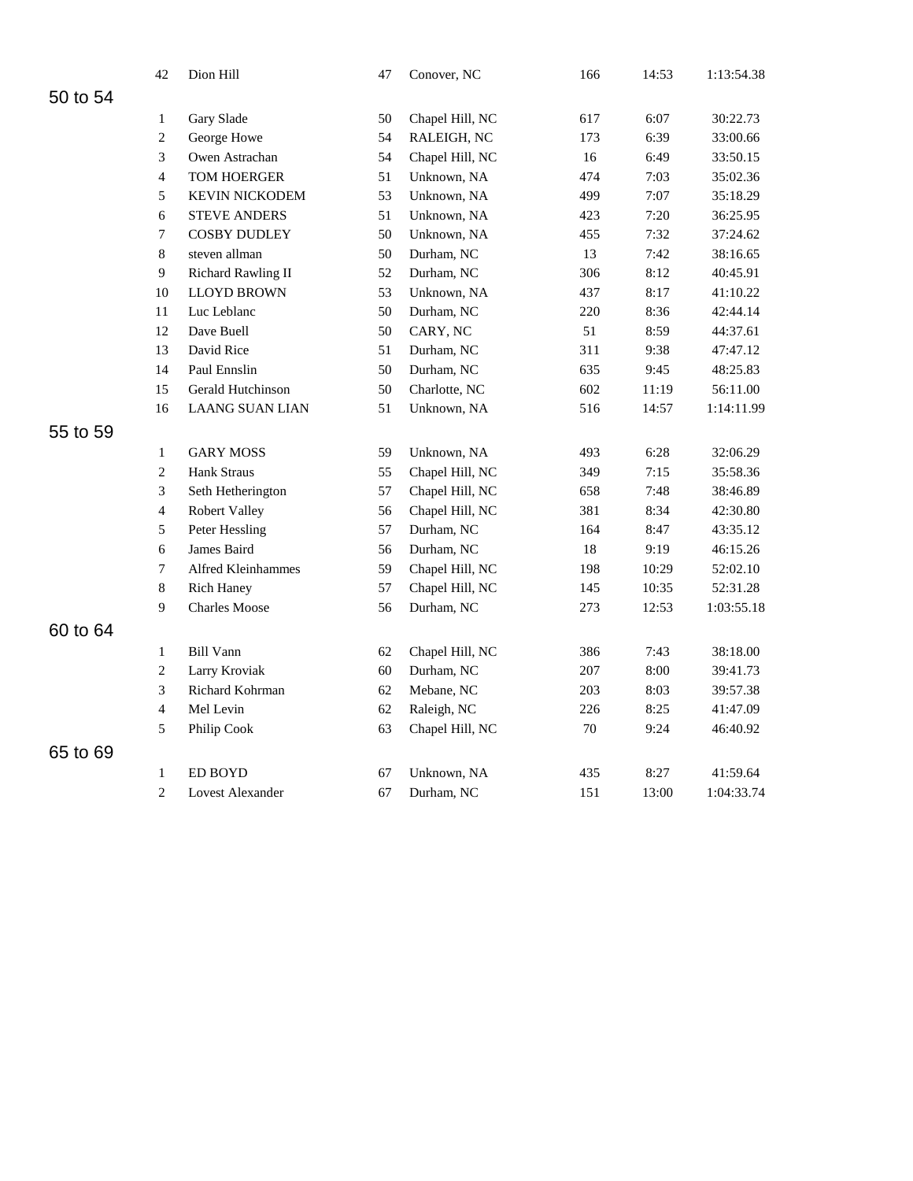| | | | | | | |
|---|---|---|---|---|---|---|
| 42 | Dion Hill | 47 | Conover, NC | 166 | 14:53 | 1:13:54.38 |

## 50 to 54

| | | | | | | |
|---|---|---|---|---|---|---|
| 1 | Gary Slade | 50 | Chapel Hill, NC | 617 | 6:07 | 30:22.73 |
| 2 | George Howe | 54 | RALEIGH, NC | 173 | 6:39 | 33:00.66 |
| 3 | Owen Astrachan | 54 | Chapel Hill, NC | 16 | 6:49 | 33:50.15 |
| 4 | TOM HOERGER | 51 | Unknown, NA | 474 | 7:03 | 35:02.36 |
| 5 | KEVIN NICKODEM | 53 | Unknown, NA | 499 | 7:07 | 35:18.29 |
| 6 | STEVE ANDERS | 51 | Unknown, NA | 423 | 7:20 | 36:25.95 |
| 7 | COSBY DUDLEY | 50 | Unknown, NA | 455 | 7:32 | 37:24.62 |
| 8 | steven allman | 50 | Durham, NC | 13 | 7:42 | 38:16.65 |
| 9 | Richard Rawling II | 52 | Durham, NC | 306 | 8:12 | 40:45.91 |
| 10 | LLOYD BROWN | 53 | Unknown, NA | 437 | 8:17 | 41:10.22 |
| 11 | Luc Leblanc | 50 | Durham, NC | 220 | 8:36 | 42:44.14 |
| 12 | Dave Buell | 50 | CARY, NC | 51 | 8:59 | 44:37.61 |
| 13 | David Rice | 51 | Durham, NC | 311 | 9:38 | 47:47.12 |
| 14 | Paul Ennslin | 50 | Durham, NC | 635 | 9:45 | 48:25.83 |
| 15 | Gerald Hutchinson | 50 | Charlotte, NC | 602 | 11:19 | 56:11.00 |
| 16 | LAANG SUAN LIAN | 51 | Unknown, NA | 516 | 14:57 | 1:14:11.99 |

## 55 to 59

| | | | | | | |
|---|---|---|---|---|---|---|
| 1 | GARY MOSS | 59 | Unknown, NA | 493 | 6:28 | 32:06.29 |
| 2 | Hank Straus | 55 | Chapel Hill, NC | 349 | 7:15 | 35:58.36 |
| 3 | Seth Hetherington | 57 | Chapel Hill, NC | 658 | 7:48 | 38:46.89 |
| 4 | Robert Valley | 56 | Chapel Hill, NC | 381 | 8:34 | 42:30.80 |
| 5 | Peter Hessling | 57 | Durham, NC | 164 | 8:47 | 43:35.12 |
| 6 | James Baird | 56 | Durham, NC | 18 | 9:19 | 46:15.26 |
| 7 | Alfred Kleinhammes | 59 | Chapel Hill, NC | 198 | 10:29 | 52:02.10 |
| 8 | Rich Haney | 57 | Chapel Hill, NC | 145 | 10:35 | 52:31.28 |
| 9 | Charles Moose | 56 | Durham, NC | 273 | 12:53 | 1:03:55.18 |

## 60 to 64

| | | | | | | |
|---|---|---|---|---|---|---|
| 1 | Bill Vann | 62 | Chapel Hill, NC | 386 | 7:43 | 38:18.00 |
| 2 | Larry Kroviak | 60 | Durham, NC | 207 | 8:00 | 39:41.73 |
| 3 | Richard Kohrman | 62 | Mebane, NC | 203 | 8:03 | 39:57.38 |
| 4 | Mel Levin | 62 | Raleigh, NC | 226 | 8:25 | 41:47.09 |
| 5 | Philip Cook | 63 | Chapel Hill, NC | 70 | 9:24 | 46:40.92 |

## 65 to 69

| | | | | | | |
|---|---|---|---|---|---|---|
| 1 | ED BOYD | 67 | Unknown, NA | 435 | 8:27 | 41:59.64 |
| 2 | Lovest Alexander | 67 | Durham, NC | 151 | 13:00 | 1:04:33.74 |